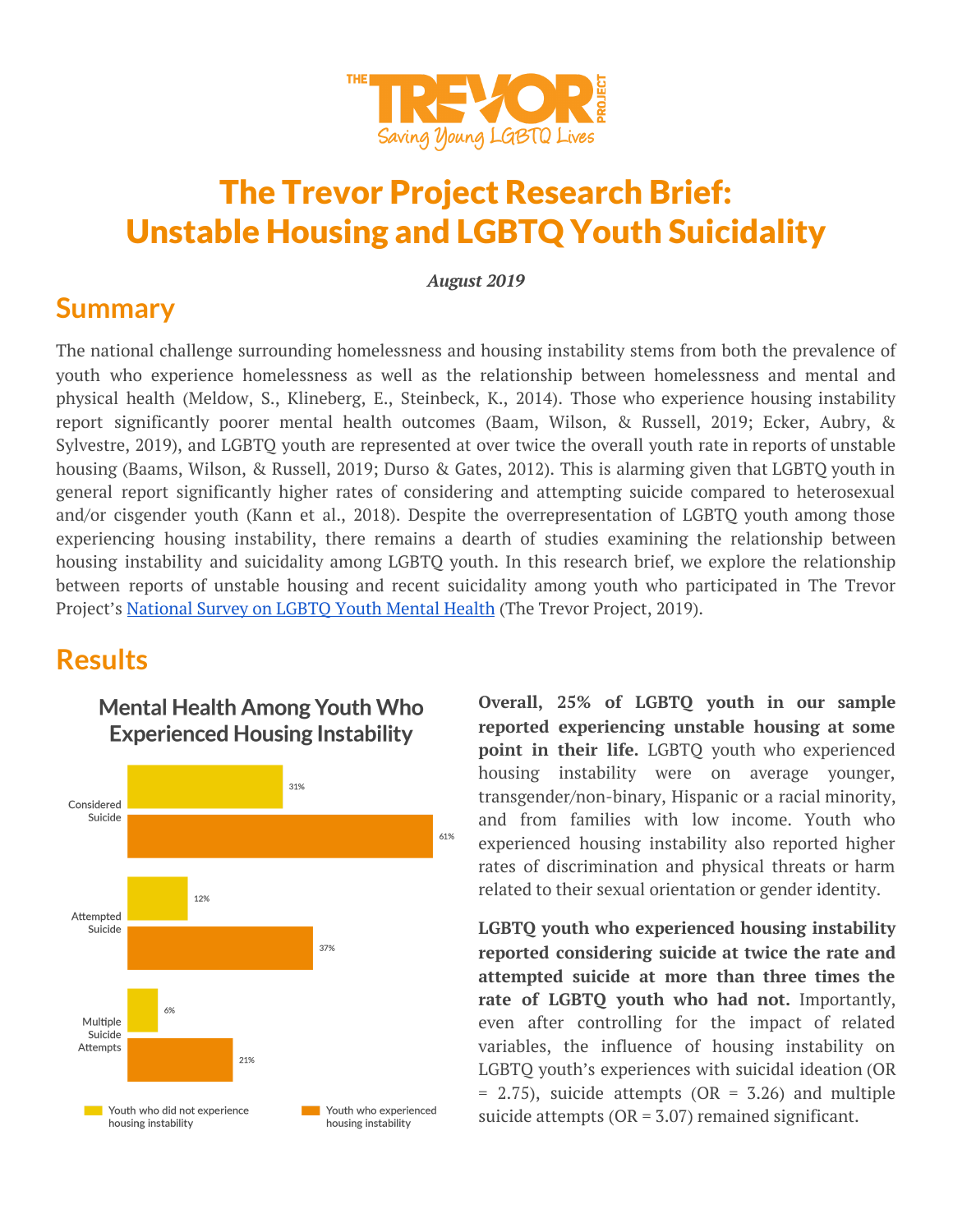# The Trevor Project Research Brief: Unstable Housing and LGBTQ Youth Suicidality

***August 2019***

## Summary

The national challenge surrounding homelessness and housing instability stems from both the prevalence of youth who experience homelessness as well as the relationship between homelessness and mental and physical health (Meldow, S., Klineberg, E., Steinbeck, K., 2014). Those who experience housing instability report significantly poorer mental health outcomes (Baam, Wilson, & Russell, 2019; Ecker, Aubry, & Sylvestre, 2019), and LGBTQ youth are represented at over twice the overall youth rate in reports of unstable housing (Baams, Wilson, & Russell, 2019; Durso & Gates, 2012). This is alarming given that LGBTQ youth in general report significantly higher rates of considering and attempting suicide compared to heterosexual and/or cisgender youth (Kann et al., 2018). Despite the overrepresentation of LGBTQ youth among those experiencing housing instability, there remains a dearth of studies examining the relationship between housing instability and suicidality among LGBTQ youth. In this research brief, we explore the relationship between reports of unstable housing and recent suicidality among youth who participated in The Trevor Project's National Survey on LGBTQ Youth Mental Health (The Trevor Project, 2019).

## Results

**Mental Health Among Youth Who Experienced Housing Instability**

| | Youth who did not experience housing instability | Youth who experienced housing instability |
|---|---|---|
| Considered Suicide | 31% | 61% |
| Attempted Suicide | 12% | 37% |
| Multiple Suicide Attempts | 6% | 21% |

**Overall, 25% of LGBTQ youth in our sample reported experiencing unstable housing at some point in their life.** LGBTQ youth who experienced housing instability were on average younger, transgender/non-binary, Hispanic or a racial minority, and from families with low income. Youth who experienced housing instability also reported higher rates of discrimination and physical threats or harm related to their sexual orientation or gender identity.

**LGBTQ youth who experienced housing instability reported considering suicide at twice the rate and attempted suicide at more than three times the rate of LGBTQ youth who had not.** Importantly, even after controlling for the impact of related variables, the influence of housing instability on LGBTQ youth's experiences with suicidal ideation (OR = 2.75), suicide attempts (OR = 3.26) and multiple suicide attempts (OR = 3.07) remained significant.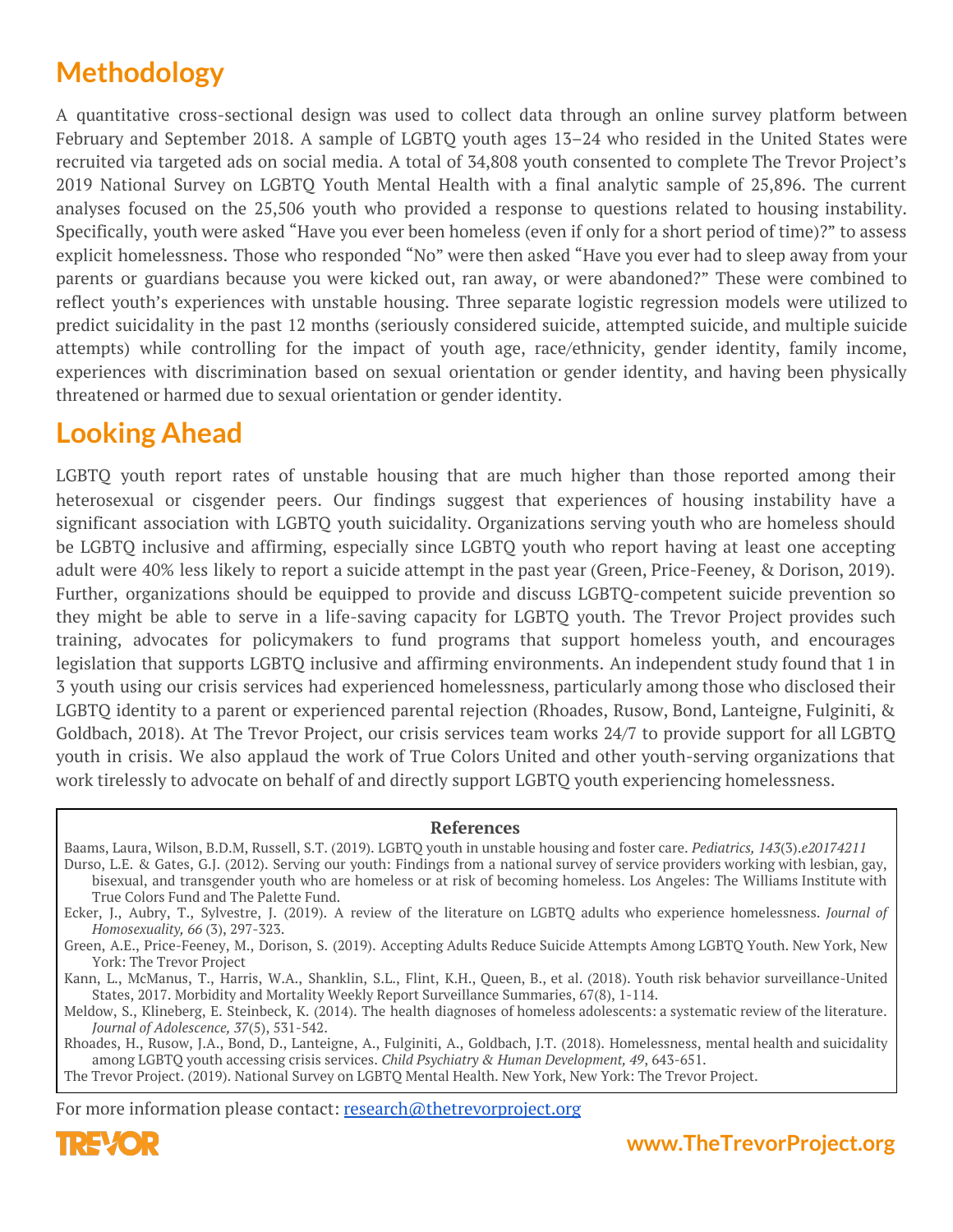## Methodology

A quantitative cross-sectional design was used to collect data through an online survey platform between February and September 2018. A sample of LGBTQ youth ages 13–24 who resided in the United States were recruited via targeted ads on social media. A total of 34,808 youth consented to complete The Trevor Project's 2019 National Survey on LGBTQ Youth Mental Health with a final analytic sample of 25,896. The current analyses focused on the 25,506 youth who provided a response to questions related to housing instability. Specifically, youth were asked "Have you ever been homeless (even if only for a short period of time)?" to assess explicit homelessness. Those who responded "No" were then asked "Have you ever had to sleep away from your parents or guardians because you were kicked out, ran away, or were abandoned?" These were combined to reflect youth's experiences with unstable housing. Three separate logistic regression models were utilized to predict suicidality in the past 12 months (seriously considered suicide, attempted suicide, and multiple suicide attempts) while controlling for the impact of youth age, race/ethnicity, gender identity, family income, experiences with discrimination based on sexual orientation or gender identity, and having been physically threatened or harmed due to sexual orientation or gender identity.

## Looking Ahead

LGBTQ youth report rates of unstable housing that are much higher than those reported among their heterosexual or cisgender peers. Our findings suggest that experiences of housing instability have a significant association with LGBTQ youth suicidality. Organizations serving youth who are homeless should be LGBTQ inclusive and affirming, especially since LGBTQ youth who report having at least one accepting adult were 40% less likely to report a suicide attempt in the past year (Green, Price-Feeney, & Dorison, 2019). Further, organizations should be equipped to provide and discuss LGBTQ-competent suicide prevention so they might be able to serve in a life-saving capacity for LGBTQ youth. The Trevor Project provides such training, advocates for policymakers to fund programs that support homeless youth, and encourages legislation that supports LGBTQ inclusive and affirming environments. An independent study found that 1 in 3 youth using our crisis services had experienced homelessness, particularly among those who disclosed their LGBTQ identity to a parent or experienced parental rejection (Rhoades, Rusow, Bond, Lanteigne, Fulginiti, & Goldbach, 2018). At The Trevor Project, our crisis services team works 24/7 to provide support for all LGBTQ youth in crisis. We also applaud the work of True Colors United and other youth-serving organizations that work tirelessly to advocate on behalf of and directly support LGBTQ youth experiencing homelessness.

### References

Baams, Laura, Wilson, B.D.M, Russell, S.T. (2019). LGBTQ youth in unstable housing and foster care. *Pediatrics, 143*(3).*e20174211*

Durso, L.E. & Gates, G.J. (2012). Serving our youth: Findings from a national survey of service providers working with lesbian, gay, bisexual, and transgender youth who are homeless or at risk of becoming homeless. Los Angeles: The Williams Institute with True Colors Fund and The Palette Fund.

Ecker, J., Aubry, T., Sylvestre, J. (2019). A review of the literature on LGBTQ adults who experience homelessness. *Journal of Homosexuality, 66* (3), 297-323.

Green, A.E., Price-Feeney, M., Dorison, S. (2019). Accepting Adults Reduce Suicide Attempts Among LGBTQ Youth. New York, New York: The Trevor Project

Kann, L., McManus, T., Harris, W.A., Shanklin, S.L., Flint, K.H., Queen, B., et al. (2018). Youth risk behavior surveillance-United States, 2017. Morbidity and Mortality Weekly Report Surveillance Summaries, 67(8), 1-114.

Meldow, S., Klineberg, E. Steinbeck, K. (2014). The health diagnoses of homeless adolescents: a systematic review of the literature. *Journal of Adolescence, 37*(5), 531-542.

Rhoades, H., Rusow, J.A., Bond, D., Lanteigne, A., Fulginiti, A., Goldbach, J.T. (2018). Homelessness, mental health and suicidality among LGBTQ youth accessing crisis services. *Child Psychiatry & Human Development, 49*, 643-651.

The Trevor Project. (2019). National Survey on LGBTQ Mental Health. New York, New York: The Trevor Project.

For more information please contact: research@thetrevorproject.org

TREVOR

www.TheTrevorProject.org